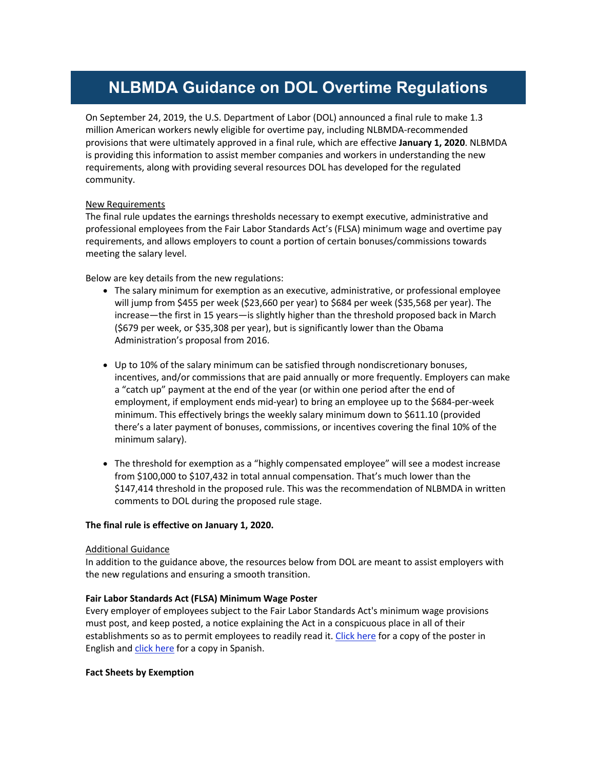# NLBMDA Guidance on DOL Overtime Regulations

On September 24, 2019, the U.S. Department of Labor (DOL) announced a final rule to make 1.3 million American workers newly eligible for overtime pay, including NLBMDA-recommended provisions that were ultimately approved in a final rule, which are effective **January 1, 2020**. NLBMDA is providing this information to assist member companies and workers in understanding the new requirements, along with providing several resources DOL has developed for the regulated community.

<u>New Requirements</u>

The final rule updates the earnings thresholds necessary to exempt executive, administrative and professional employees from the Fair Labor Standards Act's (FLSA) minimum wage and overtime pay requirements, and allows employers to count a portion of certain bonuses/commissions towards meeting the salary level.

Below are key details from the new regulations:

- The salary minimum for exemption as an executive, administrative, or professional employee will jump from $455 per week ($23,660 per year) to $684 per week ($35,568 per year). The increase—the first in 15 years—is slightly higher than the threshold proposed back in March ($679 per week, or $35,308 per year), but is significantly lower than the Obama Administration's proposal from 2016.

- Up to 10% of the salary minimum can be satisfied through nondiscretionary bonuses, incentives, and/or commissions that are paid annually or more frequently. Employers can make a "catch up" payment at the end of the year (or within one period after the end of employment, if employment ends mid-year) to bring an employee up to the $684-per-week minimum. This effectively brings the weekly salary minimum down to $611.10 (provided there's a later payment of bonuses, commissions, or incentives covering the final 10% of the minimum salary).

- The threshold for exemption as a "highly compensated employee" will see a modest increase from $100,000 to $107,432 in total annual compensation. That's much lower than the $147,414 threshold in the proposed rule. This was the recommendation of NLBMDA in written comments to DOL during the proposed rule stage.

**The final rule is effective on January 1, 2020.**

<u>Additional Guidance</u>

In addition to the guidance above, the resources below from DOL are meant to assist employers with the new regulations and ensuring a smooth transition.

**Fair Labor Standards Act (FLSA) Minimum Wage Poster**

Every employer of employees subject to the Fair Labor Standards Act's minimum wage provisions must post, and keep posted, a notice explaining the Act in a conspicuous place in all of their establishments so as to permit employees to readily read it. Click here for a copy of the poster in English and click here for a copy in Spanish.

**Fact Sheets by Exemption**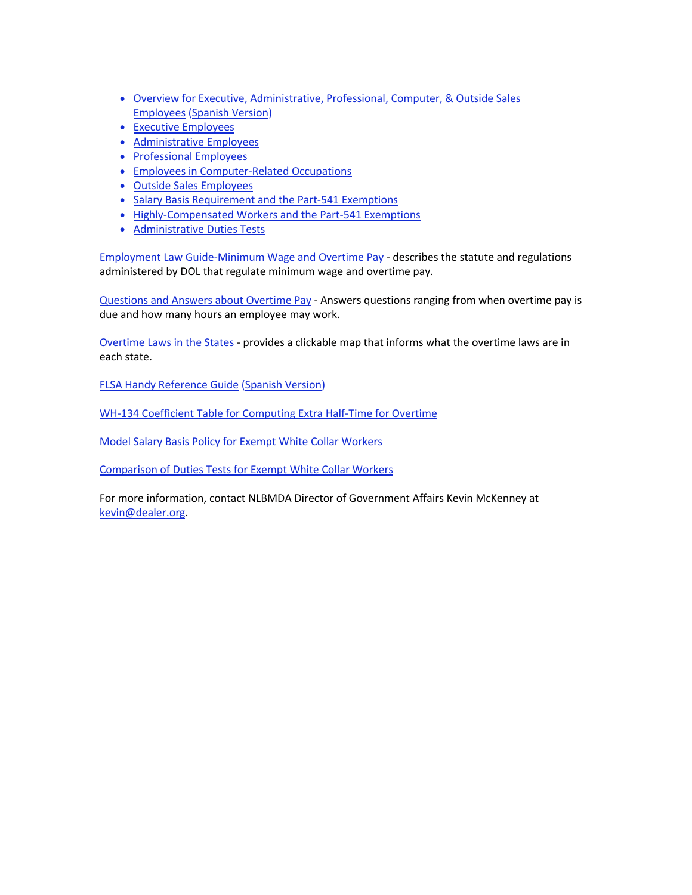- Overview for Executive, Administrative, Professional, Computer, & Outside Sales Employees (Spanish Version)
- Executive Employees
- Administrative Employees
- Professional Employees
- Employees in Computer-Related Occupations
- Outside Sales Employees
- Salary Basis Requirement and the Part-541 Exemptions
- Highly-Compensated Workers and the Part-541 Exemptions
- Administrative Duties Tests

Employment Law Guide-Minimum Wage and Overtime Pay - describes the statute and regulations administered by DOL that regulate minimum wage and overtime pay.

Questions and Answers about Overtime Pay - Answers questions ranging from when overtime pay is due and how many hours an employee may work.

Overtime Laws in the States - provides a clickable map that informs what the overtime laws are in each state.

FLSA Handy Reference Guide (Spanish Version)

WH-134 Coefficient Table for Computing Extra Half-Time for Overtime

Model Salary Basis Policy for Exempt White Collar Workers

Comparison of Duties Tests for Exempt White Collar Workers

For more information, contact NLBMDA Director of Government Affairs Kevin McKenney at kevin@dealer.org.